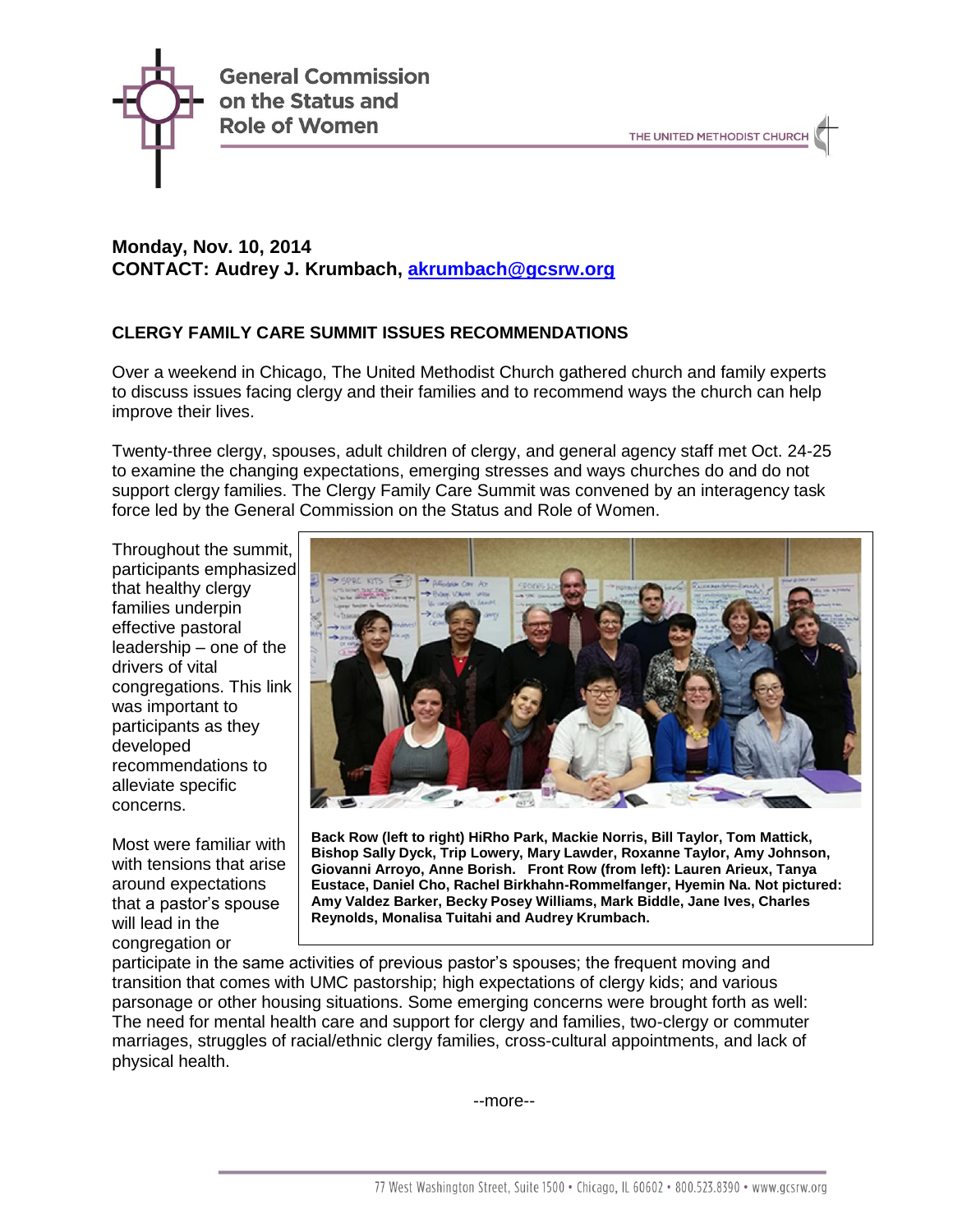General Commission on the Status and Role of Women

THE UNITED METHODIST CHURCH

**Monday, Nov. 10, 2014**
**CONTACT: Audrey J. Krumbach, akrumbach@gcsrw.org**

## CLERGY FAMILY CARE SUMMIT ISSUES RECOMMENDATIONS

Over a weekend in Chicago, The United Methodist Church gathered church and family experts to discuss issues facing clergy and their families and to recommend ways the church can help improve their lives.

Twenty-three clergy, spouses, adult children of clergy, and general agency staff met Oct. 24-25 to examine the changing expectations, emerging stresses and ways churches do and do not support clergy families. The Clergy Family Care Summit was convened by an interagency task force led by the General Commission on the Status and Role of Women.

Throughout the summit, participants emphasized that healthy clergy families underpin effective pastoral leadership – one of the drivers of vital congregations. This link was important to participants as they developed recommendations to alleviate specific concerns.

**Back Row (left to right) HiRho Park, Mackie Norris, Bill Taylor, Tom Mattick, Bishop Sally Dyck, Trip Lowery, Mary Lawder, Roxanne Taylor, Amy Johnson, Giovanni Arroyo, Anne Borish. Front Row (from left): Lauren Arieux, Tanya Eustace, Daniel Cho, Rachel Birkhahn-Rommelfanger, Hyemin Na. Not pictured: Amy Valdez Barker, Becky Posey Williams, Mark Biddle, Jane Ives, Charles Reynolds, Monalisa Tuitahi and Audrey Krumbach.**

Most were familiar with with tensions that arise around expectations that a pastor's spouse will lead in the congregation or participate in the same activities of previous pastor's spouses; the frequent moving and transition that comes with UMC pastorship; high expectations of clergy kids; and various parsonage or other housing situations. Some emerging concerns were brought forth as well: The need for mental health care and support for clergy and families, two-clergy or commuter marriages, struggles of racial/ethnic clergy families, cross-cultural appointments, and lack of physical health.

--more--

77 West Washington Street, Suite 1500 • Chicago, IL 60602 • 800.523.8390 • www.gcsrw.org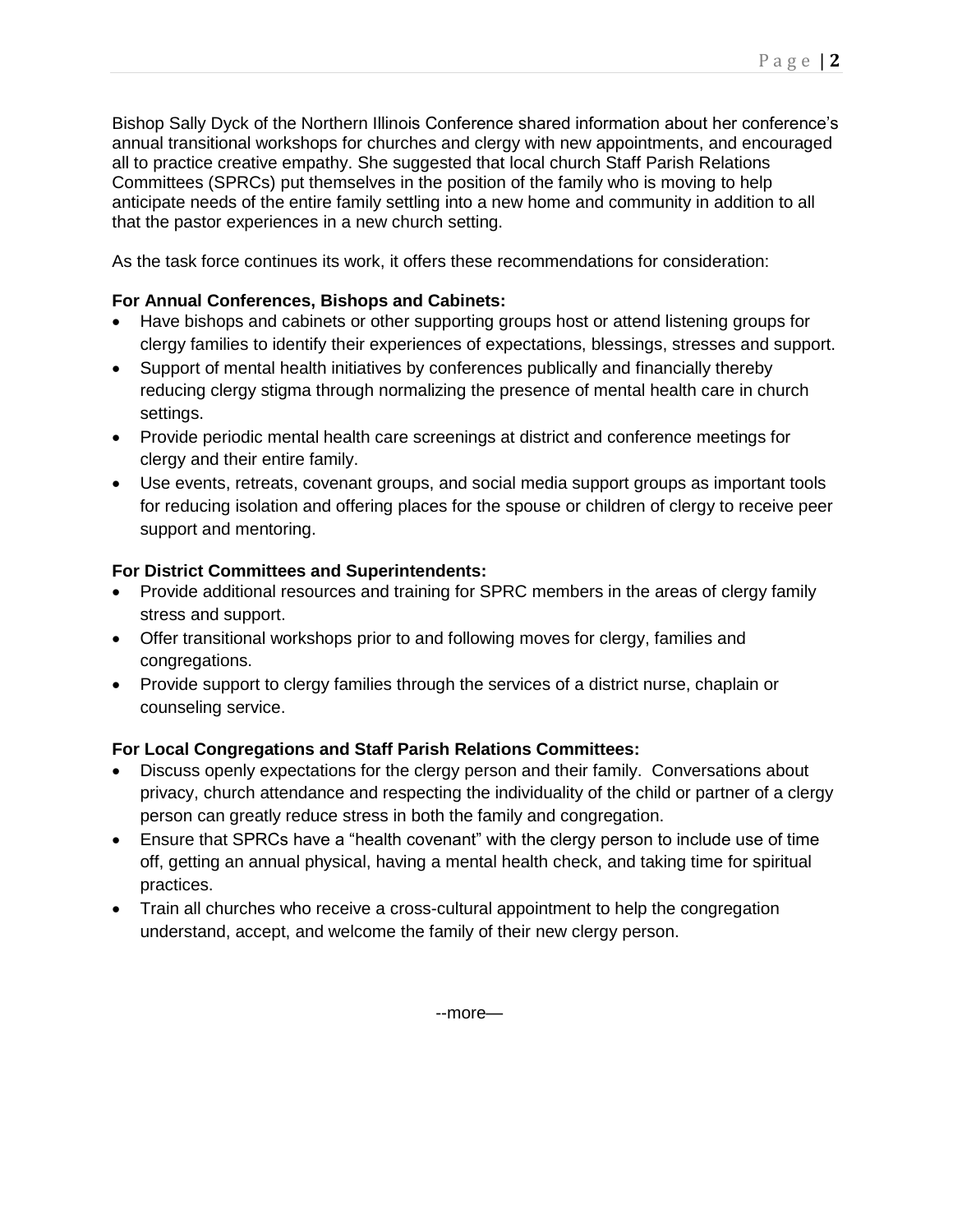Bishop Sally Dyck of the Northern Illinois Conference shared information about her conference's annual transitional workshops for churches and clergy with new appointments, and encouraged all to practice creative empathy. She suggested that local church Staff Parish Relations Committees (SPRCs) put themselves in the position of the family who is moving to help anticipate needs of the entire family settling into a new home and community in addition to all that the pastor experiences in a new church setting.

As the task force continues its work, it offers these recommendations for consideration:

**For Annual Conferences, Bishops and Cabinets:**

- Have bishops and cabinets or other supporting groups host or attend listening groups for clergy families to identify their experiences of expectations, blessings, stresses and support.
- Support of mental health initiatives by conferences publically and financially thereby reducing clergy stigma through normalizing the presence of mental health care in church settings.
- Provide periodic mental health care screenings at district and conference meetings for clergy and their entire family.
- Use events, retreats, covenant groups, and social media support groups as important tools for reducing isolation and offering places for the spouse or children of clergy to receive peer support and mentoring.

**For District Committees and Superintendents:**

- Provide additional resources and training for SPRC members in the areas of clergy family stress and support.
- Offer transitional workshops prior to and following moves for clergy, families and congregations.
- Provide support to clergy families through the services of a district nurse, chaplain or counseling service.

**For Local Congregations and Staff Parish Relations Committees:**

- Discuss openly expectations for the clergy person and their family. Conversations about privacy, church attendance and respecting the individuality of the child or partner of a clergy person can greatly reduce stress in both the family and congregation.
- Ensure that SPRCs have a "health covenant" with the clergy person to include use of time off, getting an annual physical, having a mental health check, and taking time for spiritual practices.
- Train all churches who receive a cross-cultural appointment to help the congregation understand, accept, and welcome the family of their new clergy person.

--more—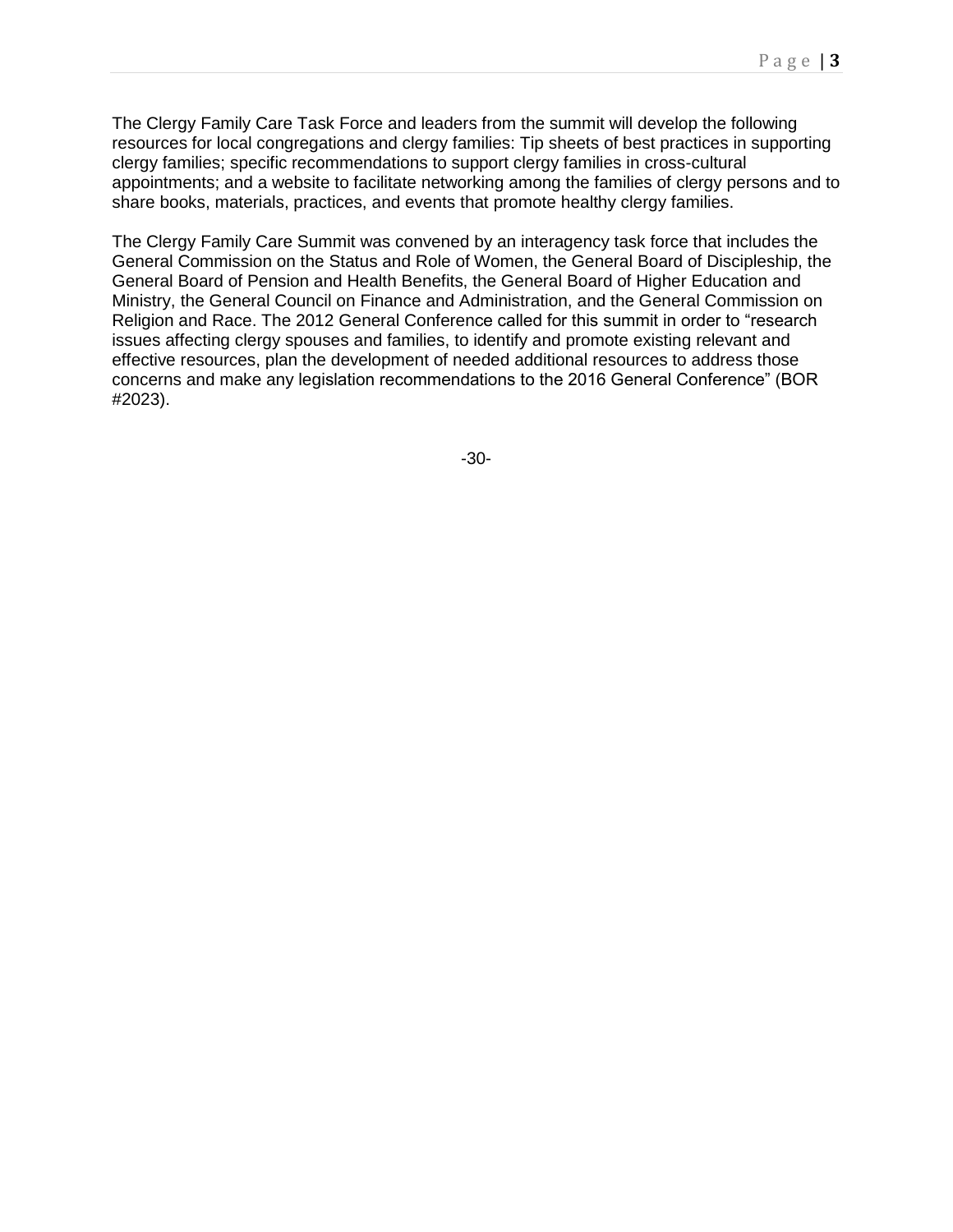The Clergy Family Care Task Force and leaders from the summit will develop the following resources for local congregations and clergy families: Tip sheets of best practices in supporting clergy families; specific recommendations to support clergy families in cross-cultural appointments; and a website to facilitate networking among the families of clergy persons and to share books, materials, practices, and events that promote healthy clergy families.

The Clergy Family Care Summit was convened by an interagency task force that includes the General Commission on the Status and Role of Women, the General Board of Discipleship, the General Board of Pension and Health Benefits, the General Board of Higher Education and Ministry, the General Council on Finance and Administration, and the General Commission on Religion and Race. The 2012 General Conference called for this summit in order to "research issues affecting clergy spouses and families, to identify and promote existing relevant and effective resources, plan the development of needed additional resources to address those concerns and make any legislation recommendations to the 2016 General Conference" (BOR #2023).

-30-